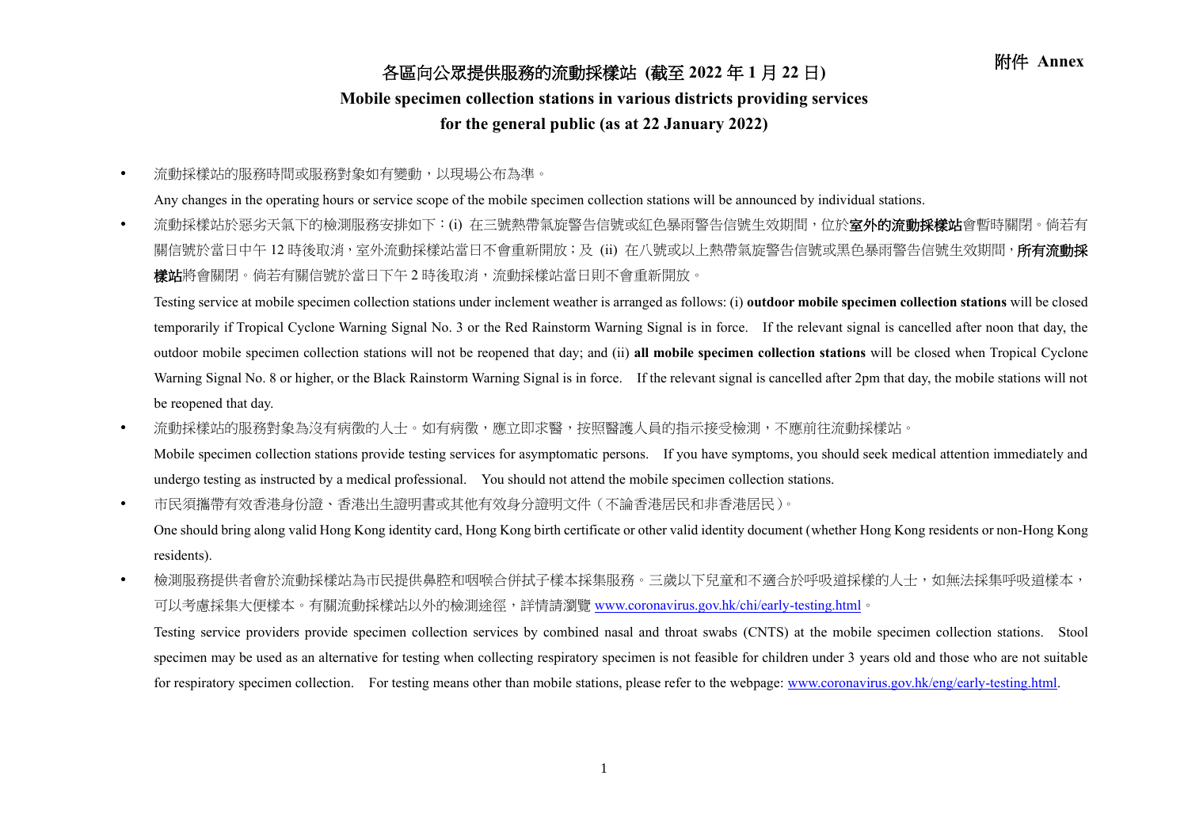附件 **Annex**

# 各區向公眾提供服務的流動採樣站 (截至 2022 年 1 月 22 日)

## Mobile specimen collection stations in various districts providing services for the general public (as at 22 January 2022)

- 流動採樣站的服務時間或服務對象如有變動，以現場公布為準。

  Any changes in the operating hours or service scope of the mobile specimen collection stations will be announced by individual stations.

- 流動採樣站於惡劣天氣下的檢測服務安排如下：(i) 在三號熱帶氣旋警告信號或紅色暴雨警告信號生效期間，位於**室外的流動採樣站**會暫時關閉。倘若有關信號於當日中午 12 時後取消，室外流動採樣站當日不會重新開放；及 (ii) 在八號或以上熱帶氣旋警告信號或黑色暴雨警告信號生效期間，**所有流動採樣站**將會關閉。倘若有關信號於當日下午 2 時後取消，流動採樣站當日則不會重新開放。

  Testing service at mobile specimen collection stations under inclement weather is arranged as follows: (i) **outdoor mobile specimen collection stations** will be closed temporarily if Tropical Cyclone Warning Signal No. 3 or the Red Rainstorm Warning Signal is in force. If the relevant signal is cancelled after noon that day, the outdoor mobile specimen collection stations will not be reopened that day; and (ii) **all mobile specimen collection stations** will be closed when Tropical Cyclone Warning Signal No. 8 or higher, or the Black Rainstorm Warning Signal is in force. If the relevant signal is cancelled after 2pm that day, the mobile stations will not be reopened that day.

- 流動採樣站的服務對象為沒有病徵的人士。如有病徵，應立即求醫，按照醫護人員的指示接受檢測，不應前往流動採樣站。

  Mobile specimen collection stations provide testing services for asymptomatic persons. If you have symptoms, you should seek medical attention immediately and undergo testing as instructed by a medical professional. You should not attend the mobile specimen collection stations.

- 市民須攜帶有效香港身份證、香港出生證明書或其他有效身分證明文件（不論香港居民和非香港居民）。

  One should bring along valid Hong Kong identity card, Hong Kong birth certificate or other valid identity document (whether Hong Kong residents or non-Hong Kong residents).

- 檢測服務提供者會於流動採樣站為市民提供鼻腔和咽喉合併拭子樣本採集服務。三歲以下兒童和不適合於呼吸道採樣的人士，如無法採集呼吸道樣本，可以考慮採集大便樣本。有關流動採樣站以外的檢測途徑，詳情請瀏覽 [www.coronavirus.gov.hk/chi/early-testing.html](www.coronavirus.gov.hk/chi/early-testing.html)。

  Testing service providers provide specimen collection services by combined nasal and throat swabs (CNTS) at the mobile specimen collection stations. Stool specimen may be used as an alternative for testing when collecting respiratory specimen is not feasible for children under 3 years old and those who are not suitable for respiratory specimen collection. For testing means other than mobile stations, please refer to the webpage: [www.coronavirus.gov.hk/eng/early-testing.html](www.coronavirus.gov.hk/eng/early-testing.html).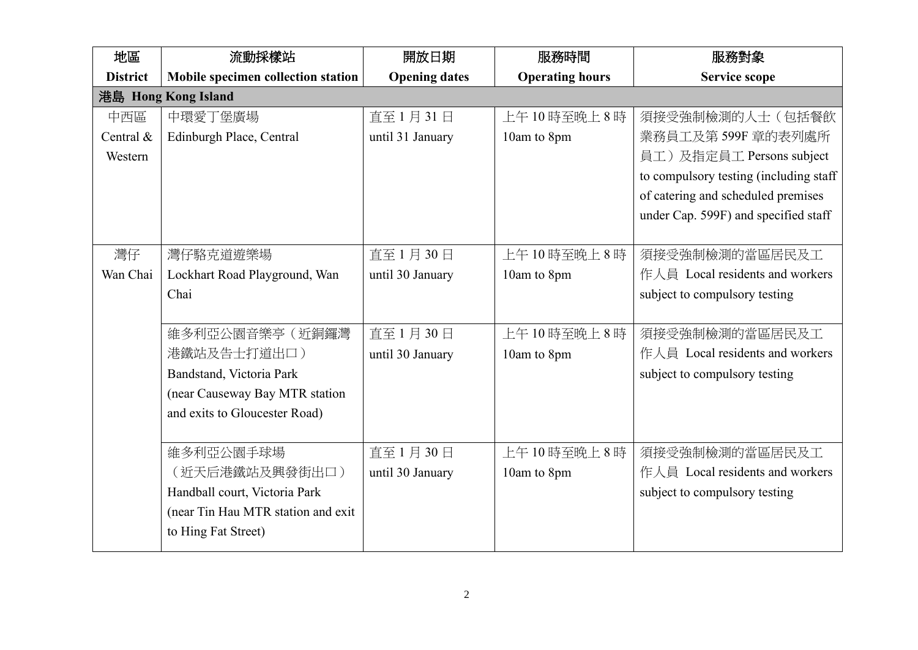| 地區<br>District | 流動採樣站<br>Mobile specimen collection station | 開放日期<br>Opening dates | 服務時間<br>Operating hours | 服務對象<br>Service scope |
|---|---|---|---|---|
| 港島 Hong Kong Island | | | | |
| 中西區<br>Central & Western | 中環愛丁堡廣場<br>Edinburgh Place, Central | 直至 1 月 31 日<br>until 31 January | 上午 10 時至晚上 8 時<br>10am to 8pm | 須接受強制檢測的人士（包括餐飲業務員工及第 599F 章的表列處所員工）及指定員工 Persons subject to compulsory testing (including staff of catering and scheduled premises under Cap. 599F) and specified staff |
| 灣仔<br>Wan Chai | 灣仔駱克道遊樂場<br>Lockhart Road Playground, Wan Chai | 直至 1 月 30 日<br>until 30 January | 上午 10 時至晚上 8 時<br>10am to 8pm | 須接受強制檢測的當區居民及工作人員 Local residents and workers subject to compulsory testing |
| | 維多利亞公園音樂亭（近銅鑼灣港鐵站及告士打道出口）<br>Bandstand, Victoria Park (near Causeway Bay MTR station and exits to Gloucester Road) | 直至 1 月 30 日<br>until 30 January | 上午 10 時至晚上 8 時<br>10am to 8pm | 須接受強制檢測的當區居民及工作人員 Local residents and workers subject to compulsory testing |
| | 維多利亞公園手球場<br>（近天后港鐵站及興發街出口）<br>Handball court, Victoria Park (near Tin Hau MTR station and exit to Hing Fat Street) | 直至 1 月 30 日<br>until 30 January | 上午 10 時至晚上 8 時<br>10am to 8pm | 須接受強制檢測的當區居民及工作人員 Local residents and workers subject to compulsory testing |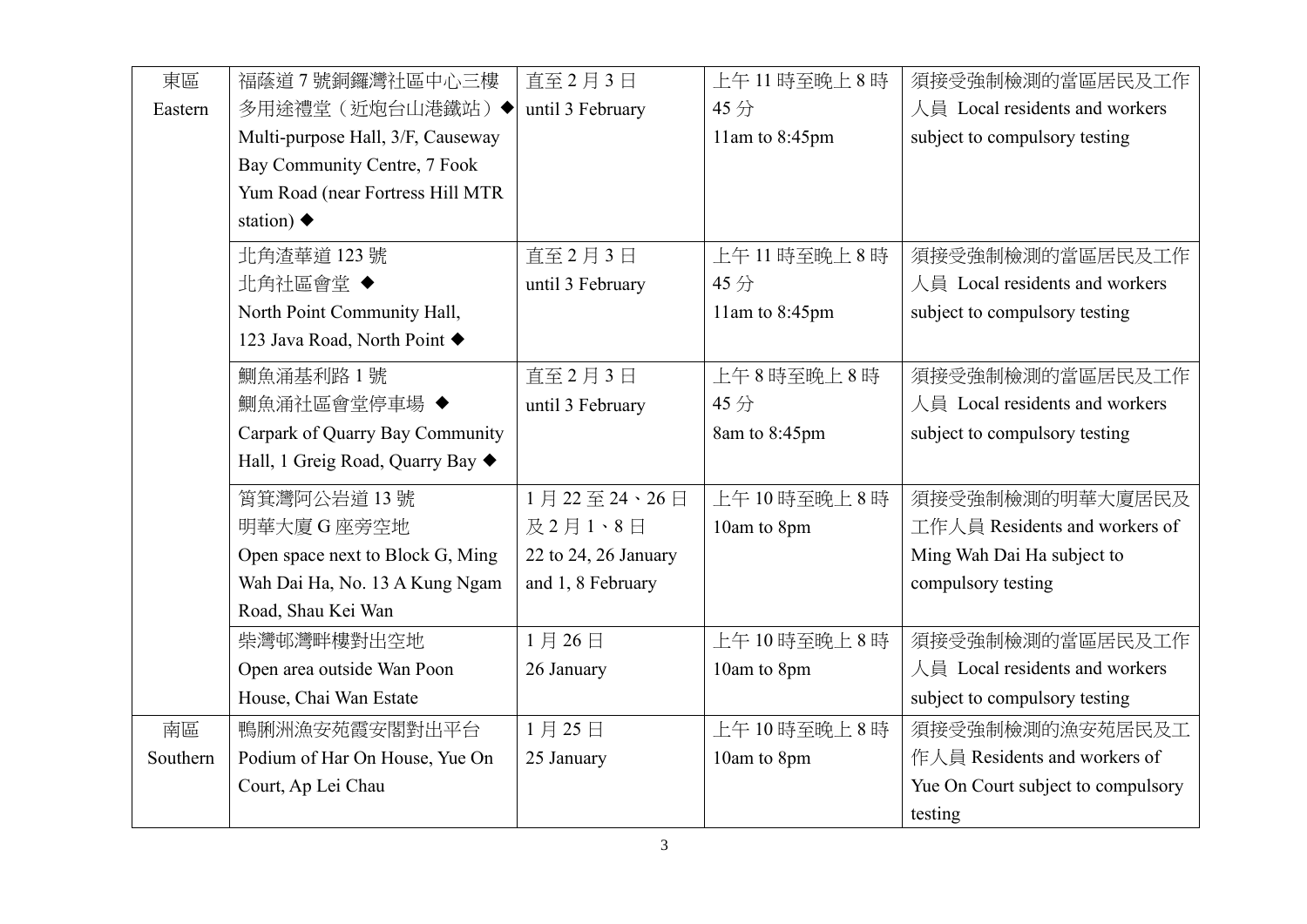| 東區 Eastern | 福蔭道 7 號銅鑼灣社區中心三樓多用途禮堂（近炮台山港鐵站）◆ Multi-purpose Hall, 3/F, Causeway Bay Community Centre, 7 Fook Yum Road (near Fortress Hill MTR station) ◆ | 直至 2 月 3 日 until 3 February | 上午 11 時至晚上 8 時 45 分 11am to 8:45pm | 須接受強制檢測的當區居民及工作人員 Local residents and workers subject to compulsory testing |
|---|---|---|---|---|
| | 北角渣華道 123 號北角社區會堂 ◆ North Point Community Hall, 123 Java Road, North Point ◆ | 直至 2 月 3 日 until 3 February | 上午 11 時至晚上 8 時 45 分 11am to 8:45pm | 須接受強制檢測的當區居民及工作人員 Local residents and workers subject to compulsory testing |
| | 鰂魚涌基利路 1 號鰂魚涌社區會堂停車場 ◆ Carpark of Quarry Bay Community Hall, 1 Greig Road, Quarry Bay ◆ | 直至 2 月 3 日 until 3 February | 上午 8 時至晚上 8 時 45 分 8am to 8:45pm | 須接受強制檢測的當區居民及工作人員 Local residents and workers subject to compulsory testing |
| | 筲箕灣阿公岩道 13 號明華大廈 G 座旁空地 Open space next to Block G, Ming Wah Dai Ha, No. 13 A Kung Ngam Road, Shau Kei Wan | 1 月 22 至 24、26 日及 2 月 1、8 日 22 to 24, 26 January and 1, 8 February | 上午 10 時至晚上 8 時 10am to 8pm | 須接受強制檢測的明華大廈居民及工作人員 Residents and workers of Ming Wah Dai Ha subject to compulsory testing |
| | 柴灣邨灣畔樓對出空地 Open area outside Wan Poon House, Chai Wan Estate | 1 月 26 日 26 January | 上午 10 時至晚上 8 時 10am to 8pm | 須接受強制檢測的當區居民及工作人員 Local residents and workers subject to compulsory testing |
| 南區 Southern | 鴨脷洲漁安苑霞安閣對出平台 Podium of Har On House, Yue On Court, Ap Lei Chau | 1 月 25 日 25 January | 上午 10 時至晚上 8 時 10am to 8pm | 須接受強制檢測的漁安苑居民及工作人員 Residents and workers of Yue On Court subject to compulsory testing |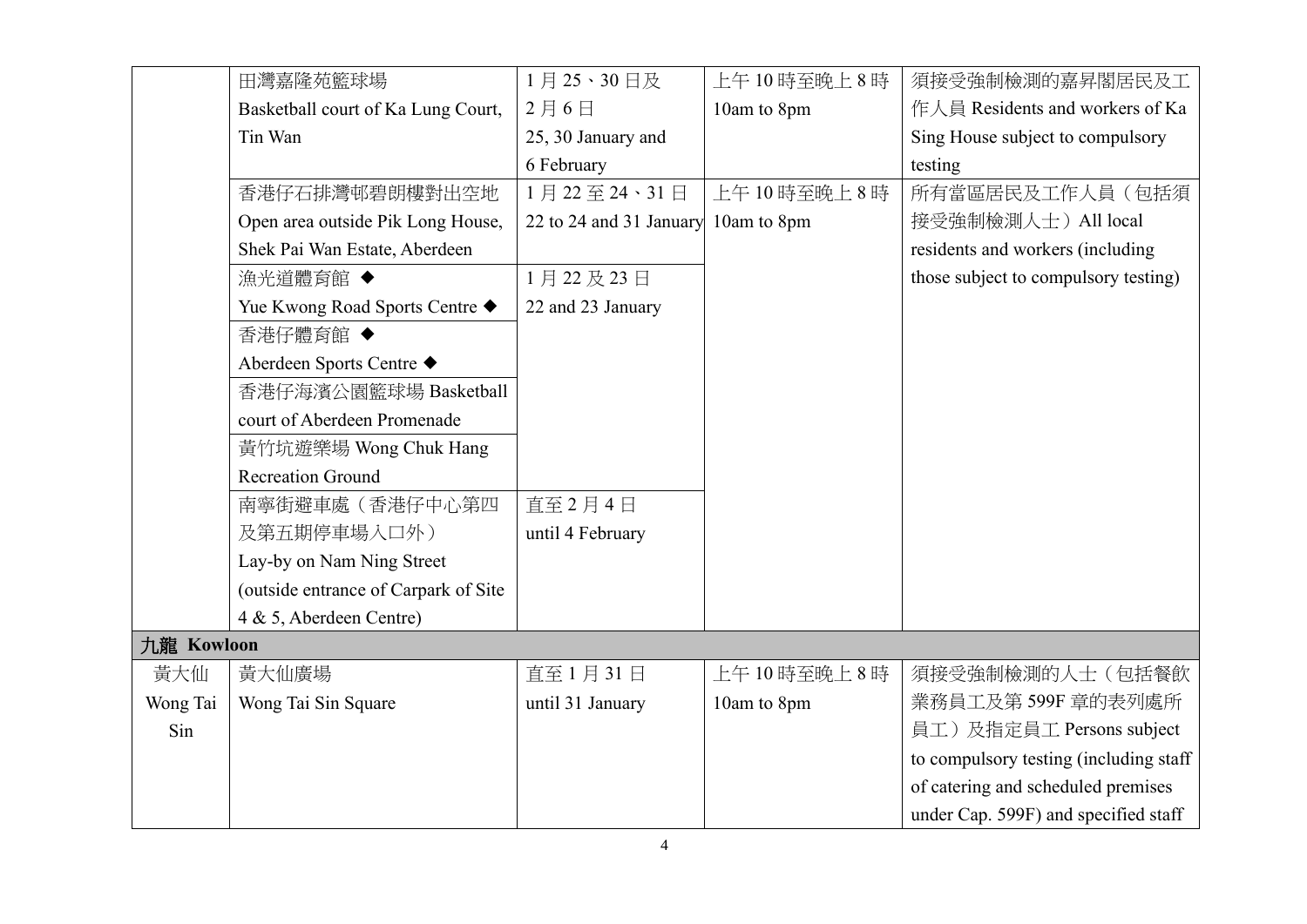| | | | | |
|---|---|---|---|---|
| | 田灣嘉隆苑籃球場 Basketball court of Ka Lung Court, Tin Wan | 1 月 25、30 日及 2 月 6 日 25, 30 January and 6 February | 上午 10 時至晚上 8 時 10am to 8pm | 須接受強制檢測的嘉昇閣居民及工作人員 Residents and workers of Ka Sing House subject to compulsory testing |
| | 香港仔石排灣邨碧朗樓對出空地 Open area outside Pik Long House, Shek Pai Wan Estate, Aberdeen | 1 月 22 至 24、31 日 22 to 24 and 31 January | 上午 10 時至晚上 8 時 10am to 8pm | 所有當區居民及工作人員（包括須接受強制檢測人士）All local residents and workers (including those subject to compulsory testing) |
| | 漁光道體育館 ◆ Yue Kwong Road Sports Centre ◆ | 1 月 22 及 23 日 22 and 23 January | | |
| | 香港仔體育館 ◆ Aberdeen Sports Centre ◆ | | | |
| | 香港仔海濱公園籃球場 Basketball court of Aberdeen Promenade | | | |
| | 黃竹坑遊樂場 Wong Chuk Hang Recreation Ground | | | |
| | 南寧街避車處（香港仔中心第四及第五期停車場入口外）Lay-by on Nam Ning Street (outside entrance of Carpark of Site 4 & 5, Aberdeen Centre) | 直至 2 月 4 日 until 4 February | | |
| **九龍 Kowloon** | | | | |
| 黃大仙 Wong Tai Sin | 黃大仙廣場 Wong Tai Sin Square | 直至 1 月 31 日 until 31 January | 上午 10 時至晚上 8 時 10am to 8pm | 須接受強制檢測的人士（包括餐飲業務員工及第 599F 章的表列處所員工）及指定員工 Persons subject to compulsory testing (including staff of catering and scheduled premises under Cap. 599F) and specified staff |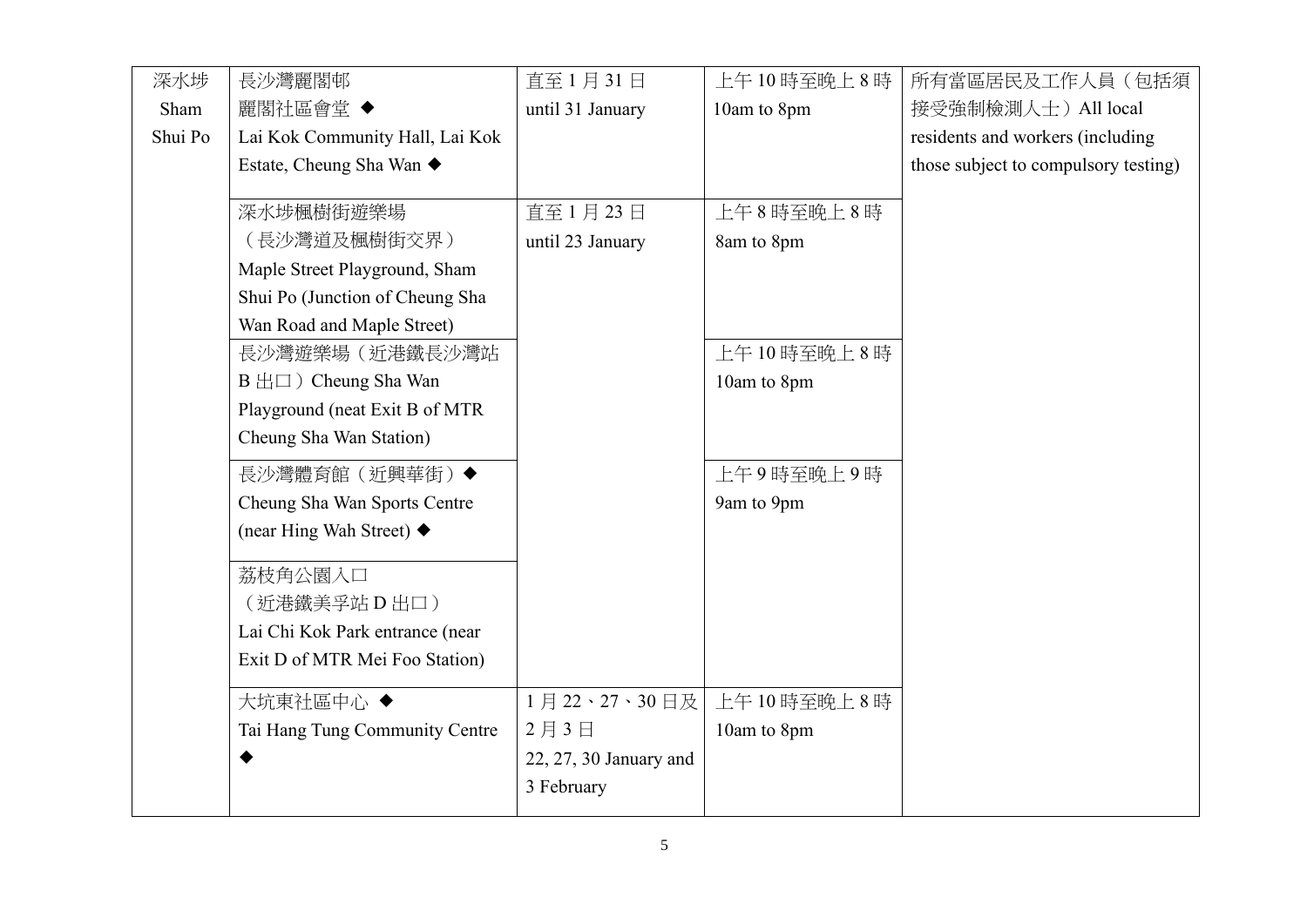| 深水埗 Sham Shui Po | 長沙灣麗閣邨麗閣社區會堂 ◆ Lai Kok Community Hall, Lai Kok Estate, Cheung Sha Wan ◆ | 直至 1 月 31 日 until 31 January | 上午 10 時至晚上 8 時 10am to 8pm | 所有當區居民及工作人員（包括須接受強制檢測人士）All local residents and workers (including those subject to compulsory testing) |
|---|---|---|---|---|
| | 深水埗楓樹街遊樂場（長沙灣道及楓樹街交界）Maple Street Playground, Sham Shui Po (Junction of Cheung Sha Wan Road and Maple Street) | 直至 1 月 23 日 until 23 January | 上午 8 時至晚上 8 時 8am to 8pm | |
| | 長沙灣遊樂場（近港鐵長沙灣站 B 出口）Cheung Sha Wan Playground (neat Exit B of MTR Cheung Sha Wan Station) | | 上午 10 時至晚上 8 時 10am to 8pm | |
| | 長沙灣體育館（近興華街）◆ Cheung Sha Wan Sports Centre (near Hing Wah Street) ◆ | | 上午 9 時至晚上 9 時 9am to 9pm | |
| | 荔枝角公園入口（近港鐵美孚站 D 出口）Lai Chi Kok Park entrance (near Exit D of MTR Mei Foo Station) | | | |
| | 大坑東社區中心 ◆ Tai Hang Tung Community Centre ◆ | 1 月 22、27、30 日及 2 月 3 日 22, 27, 30 January and 3 February | 上午 10 時至晚上 8 時 10am to 8pm | |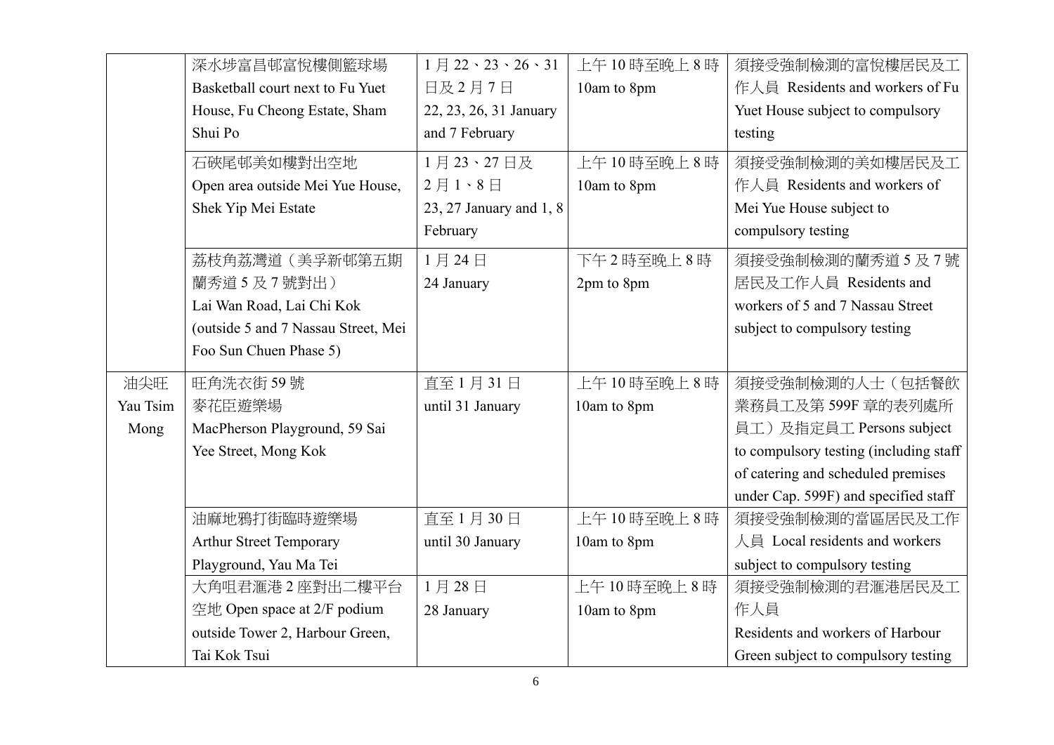| | | | | |
|---|---|---|---|---|
| | 深水埗富昌邨富悅樓側籃球場 Basketball court next to Fu Yuet House, Fu Cheong Estate, Sham Shui Po | 1 月 22、23、26、31 日及 2 月 7 日 22, 23, 26, 31 January and 7 February | 上午 10 時至晚上 8 時 10am to 8pm | 須接受強制檢測的富悅樓居民及工作人員 Residents and workers of Fu Yuet House subject to compulsory testing |
| | 石硤尾邨美如樓對出空地 Open area outside Mei Yue House, Shek Yip Mei Estate | 1 月 23、27 日及 2 月 1、8 日 23, 27 January and 1, 8 February | 上午 10 時至晚上 8 時 10am to 8pm | 須接受強制檢測的美如樓居民及工作人員 Residents and workers of Mei Yue House subject to compulsory testing |
| | 荔枝角荔灣道（美孚新邨第五期蘭秀道 5 及 7 號對出） Lai Wan Road, Lai Chi Kok (outside 5 and 7 Nassau Street, Mei Foo Sun Chuen Phase 5) | 1 月 24 日 24 January | 下午 2 時至晚上 8 時 2pm to 8pm | 須接受強制檢測的蘭秀道 5 及 7 號居民及工作人員 Residents and workers of 5 and 7 Nassau Street subject to compulsory testing |
| 油尖旺 Yau Tsim Mong | 旺角洗衣街 59 號麥花臣遊樂場 MacPherson Playground, 59 Sai Yee Street, Mong Kok | 直至 1 月 31 日 until 31 January | 上午 10 時至晚上 8 時 10am to 8pm | 須接受強制檢測的人士（包括餐飲業務員工及第 599F 章的表列處所員工）及指定員工 Persons subject to compulsory testing (including staff of catering and scheduled premises under Cap. 599F) and specified staff |
| | 油麻地鴉打街臨時遊樂場 Arthur Street Temporary Playground, Yau Ma Tei | 直至 1 月 30 日 until 30 January | 上午 10 時至晚上 8 時 10am to 8pm | 須接受強制檢測的當區居民及工作人員 Local residents and workers subject to compulsory testing |
| | 大角咀君滙港 2 座對出二樓平台空地 Open space at 2/F podium outside Tower 2, Harbour Green, Tai Kok Tsui | 1 月 28 日 28 January | 上午 10 時至晚上 8 時 10am to 8pm | 須接受強制檢測的君滙港居民及工作人員 Residents and workers of Harbour Green subject to compulsory testing |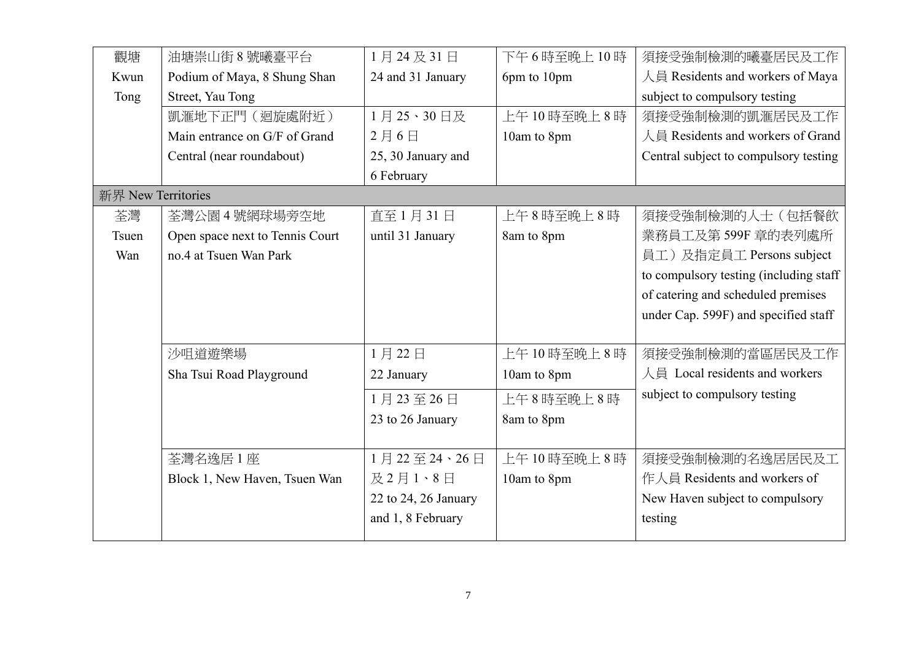| 觀塘 Kwun Tong | 油塘崇山街 8 號曦臺平台 Podium of Maya, 8 Shung Shan Street, Yau Tong | 1 月 24 及 31 日 24 and 31 January | 下午 6 時至晚上 10 時 6pm to 10pm | 須接受強制檢測的曦臺居民及工作人員 Residents and workers of Maya subject to compulsory testing |
|---|---|---|---|---|
| | 凱滙地下正門（迴旋處附近） Main entrance on G/F of Grand Central (near roundabout) | 1 月 25、30 日及 2 月 6 日 25, 30 January and 6 February | 上午 10 時至晚上 8 時 10am to 8pm | 須接受強制檢測的凱滙居民及工作人員 Residents and workers of Grand Central subject to compulsory testing |
| 新界 New Territories | | | | |
| 荃灣 Tsuen Wan | 荃灣公園 4 號網球場旁空地 Open space next to Tennis Court no.4 at Tsuen Wan Park | 直至 1 月 31 日 until 31 January | 上午 8 時至晚上 8 時 8am to 8pm | 須接受強制檢測的人士（包括餐飲業務員工及第 599F 章的表列處所員工）及指定員工 Persons subject to compulsory testing (including staff of catering and scheduled premises under Cap. 599F) and specified staff |
| | 沙咀道遊樂場 Sha Tsui Road Playground | 1 月 22 日 22 January | 上午 10 時至晚上 8 時 10am to 8pm | 須接受強制檢測的當區居民及工作人員 Local residents and workers subject to compulsory testing |
| | | 1 月 23 至 26 日 23 to 26 January | 上午 8 時至晚上 8 時 8am to 8pm | |
| | 荃灣名逸居 1 座 Block 1, New Haven, Tsuen Wan | 1 月 22 至 24、26 日及 2 月 1、8 日 22 to 24, 26 January and 1, 8 February | 上午 10 時至晚上 8 時 10am to 8pm | 須接受強制檢測的名逸居居民及工作人員 Residents and workers of New Haven subject to compulsory testing |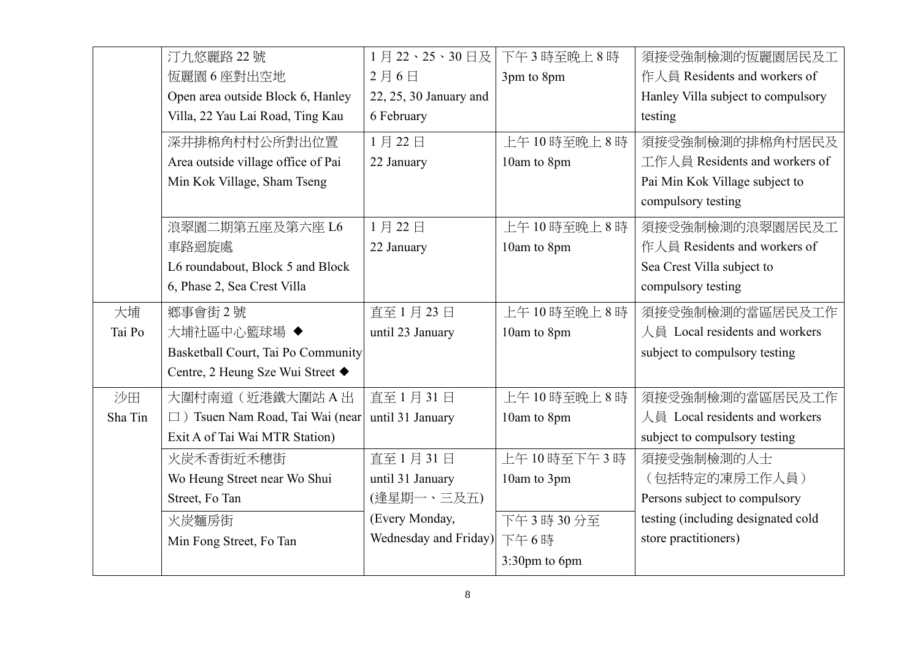| | | | | |
|---|---|---|---|---|
| | 汀九悠麗路 22 號<br>恆麗園 6 座對出空地<br>Open area outside Block 6, Hanley Villa, 22 Yau Lai Road, Ting Kau | 1 月 22、25、30 日及 2 月 6 日<br>22, 25, 30 January and 6 February | 下午 3 時至晚上 8 時<br>3pm to 8pm | 須接受強制檢測的恆麗園居民及工作人員 Residents and workers of Hanley Villa subject to compulsory testing |
| | 深井排棉角村村公所對出位置<br>Area outside village office of Pai Min Kok Village, Sham Tseng | 1 月 22 日<br>22 January | 上午 10 時至晚上 8 時<br>10am to 8pm | 須接受強制檢測的排棉角村居民及工作人員 Residents and workers of Pai Min Kok Village subject to compulsory testing |
| | 浪翠園二期第五座及第六座 L6 車路迴旋處<br>L6 roundabout, Block 5 and Block 6, Phase 2, Sea Crest Villa | 1 月 22 日<br>22 January | 上午 10 時至晚上 8 時<br>10am to 8pm | 須接受強制檢測的浪翠園居民及工作人員 Residents and workers of Sea Crest Villa subject to compulsory testing |
| 大埔<br>Tai Po | 鄉事會街 2 號<br>大埔社區中心籃球場 ◆<br>Basketball Court, Tai Po Community Centre, 2 Heung Sze Wui Street ◆ | 直至 1 月 23 日<br>until 23 January | 上午 10 時至晚上 8 時<br>10am to 8pm | 須接受強制檢測的當區居民及工作人員 Local residents and workers subject to compulsory testing |
| 沙田<br>Sha Tin | 大圍村南道（近港鐵大圍站 A 出口）Tsuen Nam Road, Tai Wai (near Exit A of Tai Wai MTR Station) | 直至 1 月 31 日<br>until 31 January | 上午 10 時至晚上 8 時<br>10am to 8pm | 須接受強制檢測的當區居民及工作人員 Local residents and workers subject to compulsory testing |
| | 火炭禾香街近禾穗街<br>Wo Heung Street near Wo Shui Street, Fo Tan | 直至 1 月 31 日<br>until 31 January<br>(逢星期一、三及五)<br>(Every Monday, Wednesday and Friday) | 上午 10 時至下午 3 時<br>10am to 3pm | 須接受強制檢測的人士（包括特定的凍房工作人員）<br>Persons subject to compulsory testing (including designated cold store practitioners) |
| | 火炭麵房街<br>Min Fong Street, Fo Tan | | 下午 3 時 30 分至下午 6 時<br>3:30pm to 6pm | |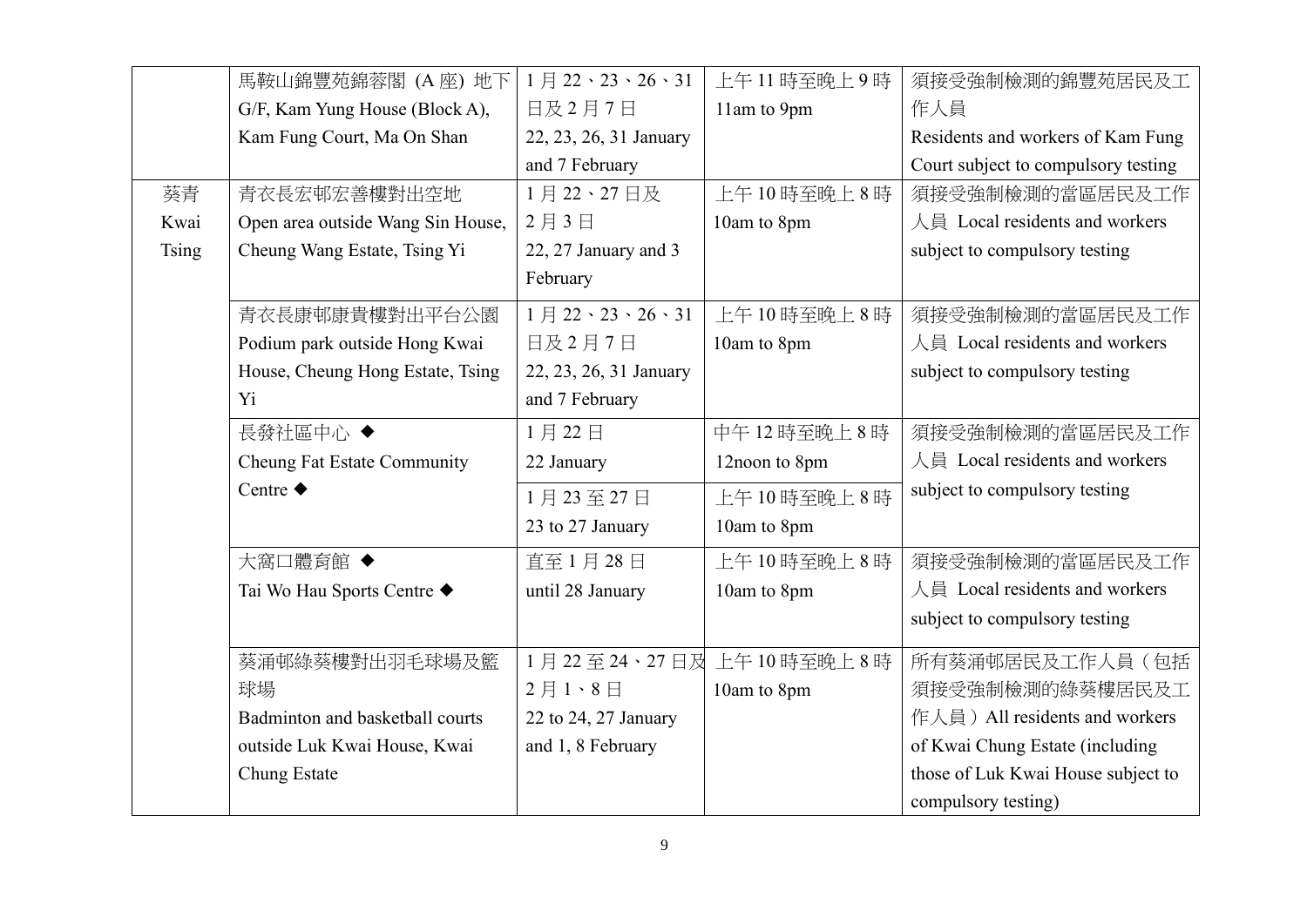| | | | | |
|---|---|---|---|---|
| | 馬鞍山錦豐苑錦蓉閣 (A 座) 地下 G/F, Kam Yung House (Block A), Kam Fung Court, Ma On Shan | 1 月 22、23、26、31 日及 2 月 7 日 22, 23, 26, 31 January and 7 February | 上午 11 時至晚上 9 時 11am to 9pm | 須接受強制檢測的錦豐苑居民及工作人員 Residents and workers of Kam Fung Court subject to compulsory testing |
| 葵青 Kwai Tsing | 青衣長宏邨宏善樓對出空地 Open area outside Wang Sin House, Cheung Wang Estate, Tsing Yi | 1 月 22、27 日及 2 月 3 日 22, 27 January and 3 February | 上午 10 時至晚上 8 時 10am to 8pm | 須接受強制檢測的當區居民及工作人員 Local residents and workers subject to compulsory testing |
| | 青衣長康邨康貴樓對出平台公園 Podium park outside Hong Kwai House, Cheung Hong Estate, Tsing Yi | 1 月 22、23、26、31 日及 2 月 7 日 22, 23, 26, 31 January and 7 February | 上午 10 時至晚上 8 時 10am to 8pm | 須接受強制檢測的當區居民及工作人員 Local residents and workers subject to compulsory testing |
| | 長發社區中心 ◆ Cheung Fat Estate Community Centre ◆ | 1 月 22 日 22 January | 中午 12 時至晚上 8 時 12noon to 8pm | 須接受強制檢測的當區居民及工作人員 Local residents and workers subject to compulsory testing |
| | | 1 月 23 至 27 日 23 to 27 January | 上午 10 時至晚上 8 時 10am to 8pm | |
| | 大窩口體育館 ◆ Tai Wo Hau Sports Centre ◆ | 直至 1 月 28 日 until 28 January | 上午 10 時至晚上 8 時 10am to 8pm | 須接受強制檢測的當區居民及工作人員 Local residents and workers subject to compulsory testing |
| | 葵涌邨綠葵樓對出羽毛球場及籃球場 Badminton and basketball courts outside Luk Kwai House, Kwai Chung Estate | 1 月 22 至 24、27 日及 2 月 1、8 日 22 to 24, 27 January and 1, 8 February | 上午 10 時至晚上 8 時 10am to 8pm | 所有葵涌邨居民及工作人員（包括須接受強制檢測的綠葵樓居民及工作人員）All residents and workers of Kwai Chung Estate (including those of Luk Kwai House subject to compulsory testing) |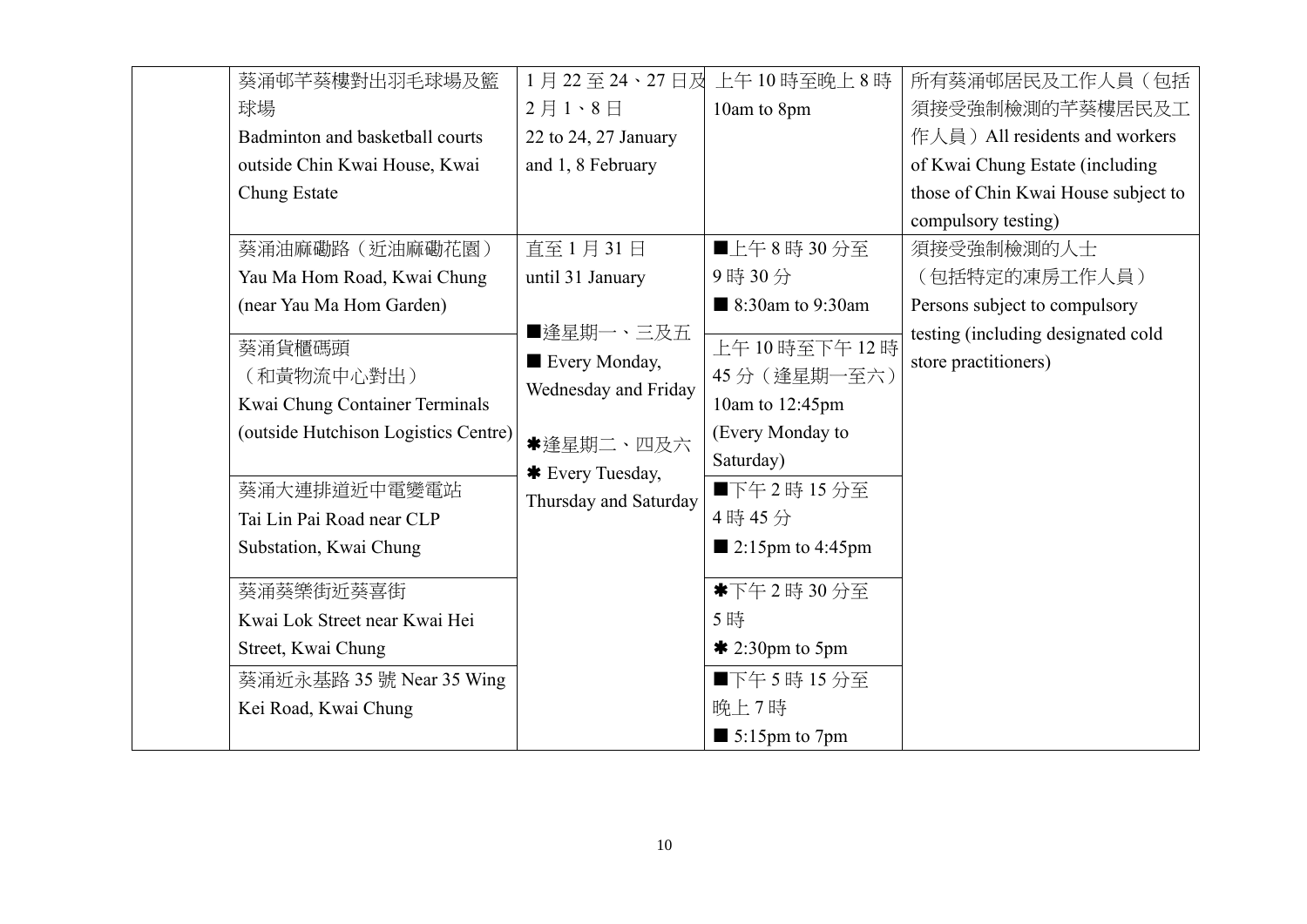| | 葵涌邨芊葵樓對出羽毛球場及籃球場 Badminton and basketball courts outside Chin Kwai House, Kwai Chung Estate | 1 月 22 至 24、27 日及 2 月 1、8 日 22 to 24, 27 January and 1, 8 February | 上午 10 時至晚上 8 時 10am to 8pm | 所有葵涌邨居民及工作人員（包括須接受強制檢測的芊葵樓居民及工作人員）All residents and workers of Kwai Chung Estate (including those of Chin Kwai House subject to compulsory testing) |
|---|---|---|---|---|
| | 葵涌油麻磡路（近油麻磡花園） Yau Ma Hom Road, Kwai Chung (near Yau Ma Hom Garden) | 直至 1 月 31 日 until 31 January ■逢星期一、三及五 ■ Every Monday, Wednesday and Friday ✱逢星期二、四及六 ✱ Every Tuesday, Thursday and Saturday | ■上午 8 時 30 分至 9 時 30 分 ■ 8:30am to 9:30am | 須接受強制檢測的人士（包括特定的凍房工作人員） Persons subject to compulsory testing (including designated cold store practitioners) |
| | 葵涌貨櫃碼頭（和黃物流中心對出） Kwai Chung Container Terminals (outside Hutchison Logistics Centre) | | 上午 10 時至下午 12 時 45 分（逢星期一至六） 10am to 12:45pm (Every Monday to Saturday) | |
| | 葵涌大連排道近中電變電站 Tai Lin Pai Road near CLP Substation, Kwai Chung | | ■下午 2 時 15 分至 4 時 45 分 ■ 2:15pm to 4:45pm | |
| | 葵涌葵樂街近葵喜街 Kwai Lok Street near Kwai Hei Street, Kwai Chung | | ✱下午 2 時 30 分至 5 時 ✱ 2:30pm to 5pm | |
| | 葵涌近永基路 35 號 Near 35 Wing Kei Road, Kwai Chung | | ■下午 5 時 15 分至晚上 7 時 ■ 5:15pm to 7pm | |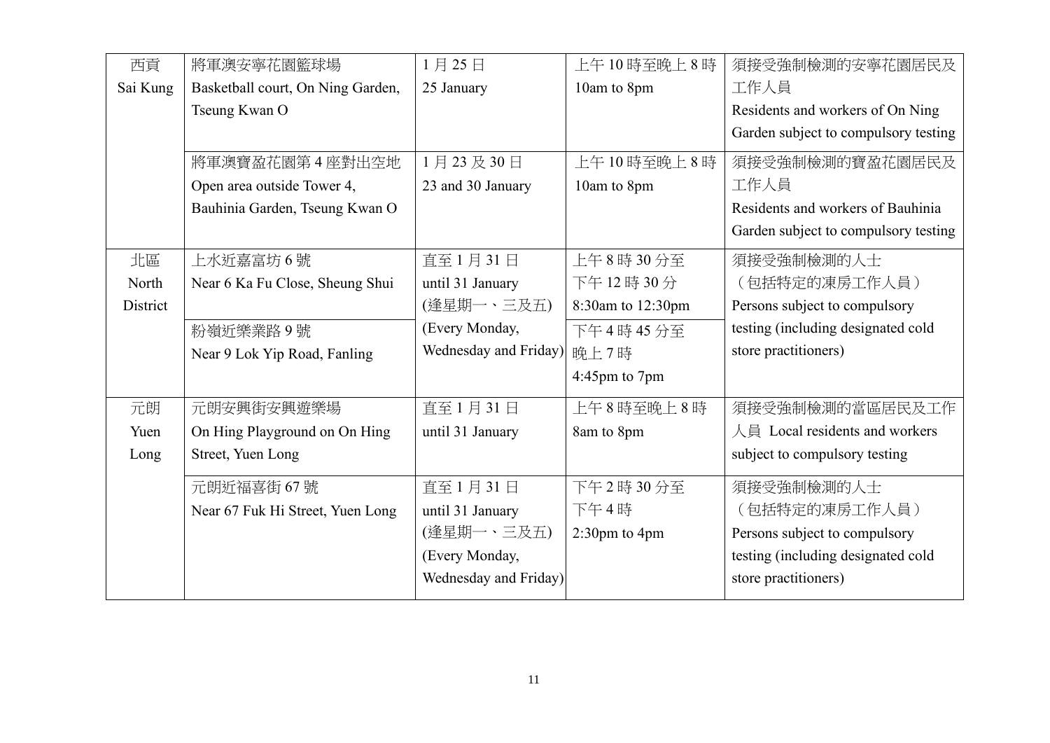| 西貢 Sai Kung | 將軍澳安寧花園籃球場 Basketball court, On Ning Garden, Tseung Kwan O | 1月25日 25 January | 上午10時至晚上8時 10am to 8pm | 須接受強制檢測的安寧花園居民及工作人員 Residents and workers of On Ning Garden subject to compulsory testing |
|---|---|---|---|---|
| | 將軍澳寶盈花園第4座對出空地 Open area outside Tower 4, Bauhinia Garden, Tseung Kwan O | 1月23及30日 23 and 30 January | 上午10時至晚上8時 10am to 8pm | 須接受強制檢測的寶盈花園居民及工作人員 Residents and workers of Bauhinia Garden subject to compulsory testing |
| 北區 North District | 上水近嘉富坊6號 Near 6 Ka Fu Close, Sheung Shui | 直至1月31日 until 31 January (逢星期一、三及五) (Every Monday, Wednesday and Friday) | 上午8時30分至下午12時30分 8:30am to 12:30pm | 須接受強制檢測的人士（包括特定的凍房工作人員） Persons subject to compulsory testing (including designated cold store practitioners) |
| | 粉嶺近樂業路9號 Near 9 Lok Yip Road, Fanling | | 下午4時45分至晚上7時 4:45pm to 7pm | |
| 元朗 Yuen Long | 元朗安興街安興遊樂場 On Hing Playground on On Hing Street, Yuen Long | 直至1月31日 until 31 January | 上午8時至晚上8時 8am to 8pm | 須接受強制檢測的當區居民及工作人員 Local residents and workers subject to compulsory testing |
| | 元朗近福喜街67號 Near 67 Fuk Hi Street, Yuen Long | 直至1月31日 until 31 January (逢星期一、三及五) (Every Monday, Wednesday and Friday) | 下午2時30分至下午4時 2:30pm to 4pm | 須接受強制檢測的人士（包括特定的凍房工作人員） Persons subject to compulsory testing (including designated cold store practitioners) |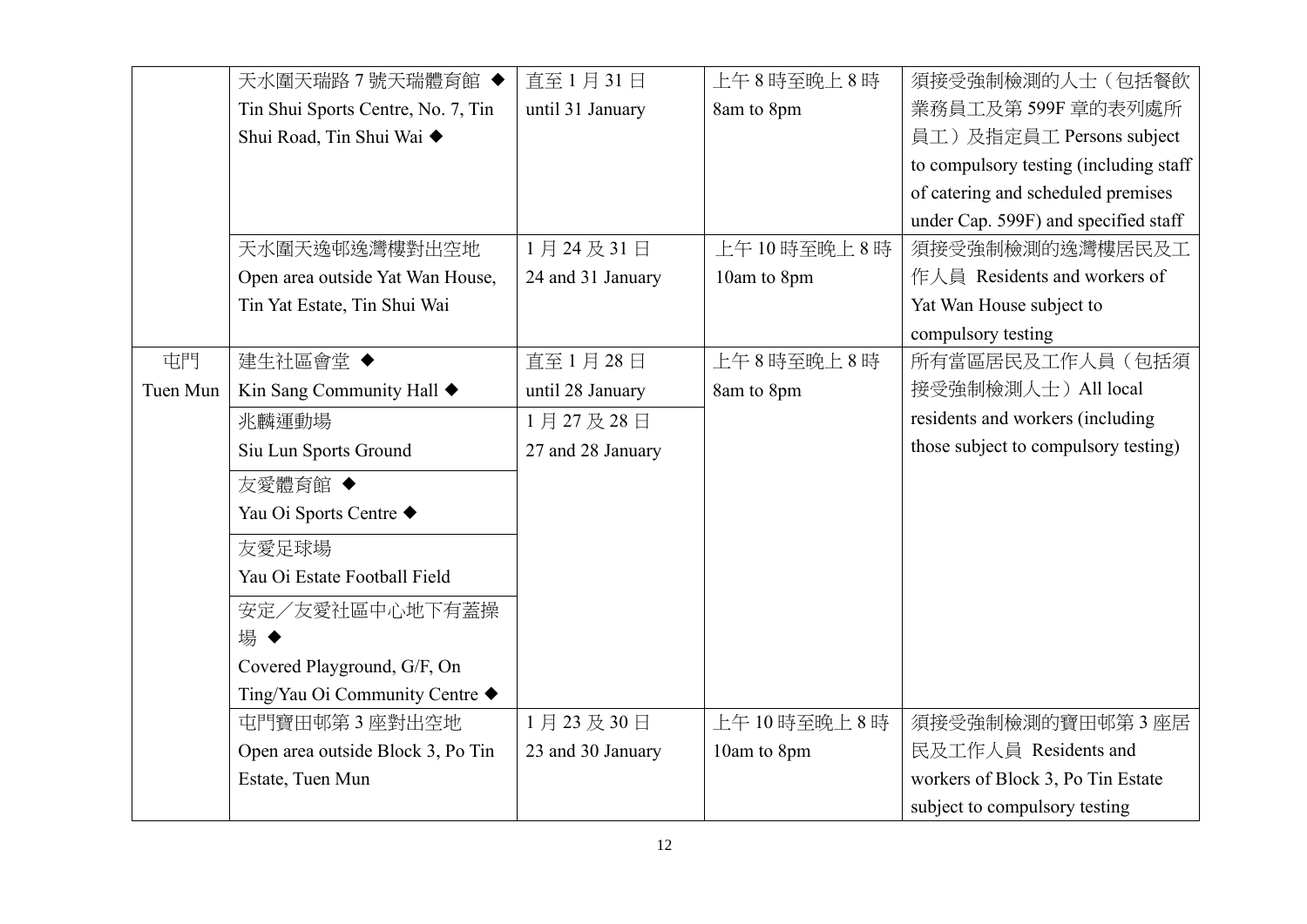| | | | | |
|---|---|---|---|---|
| | 天水圍天瑞路 7 號天瑞體育館 ◆ Tin Shui Sports Centre, No. 7, Tin Shui Road, Tin Shui Wai ◆ | 直至 1 月 31 日 until 31 January | 上午 8 時至晚上 8 時 8am to 8pm | 須接受強制檢測的人士（包括餐飲業務員工及第 599F 章的表列處所員工）及指定員工 Persons subject to compulsory testing (including staff of catering and scheduled premises under Cap. 599F) and specified staff |
| | 天水圍天逸邨逸灣樓對出空地 Open area outside Yat Wan House, Tin Yat Estate, Tin Shui Wai | 1 月 24 及 31 日 24 and 31 January | 上午 10 時至晚上 8 時 10am to 8pm | 須接受強制檢測的逸灣樓居民及工作人員 Residents and workers of Yat Wan House subject to compulsory testing |
| 屯門 Tuen Mun | 建生社區會堂 ◆ Kin Sang Community Hall ◆ | 直至 1 月 28 日 until 28 January | 上午 8 時至晚上 8 時 8am to 8pm | 所有當區居民及工作人員（包括須接受強制檢測人士）All local residents and workers (including those subject to compulsory testing) |
| | 兆麟運動場 Siu Lun Sports Ground | 1 月 27 及 28 日 27 and 28 January | | |
| | 友愛體育館 ◆ Yau Oi Sports Centre ◆ | | | |
| | 友愛足球場 Yau Oi Estate Football Field | | | |
| | 安定／友愛社區中心地下有蓋操場 ◆ Covered Playground, G/F, On Ting/Yau Oi Community Centre ◆ | | | |
| | 屯門寶田邨第 3 座對出空地 Open area outside Block 3, Po Tin Estate, Tuen Mun | 1 月 23 及 30 日 23 and 30 January | 上午 10 時至晚上 8 時 10am to 8pm | 須接受強制檢測的寶田邨第 3 座居民及工作人員 Residents and workers of Block 3, Po Tin Estate subject to compulsory testing |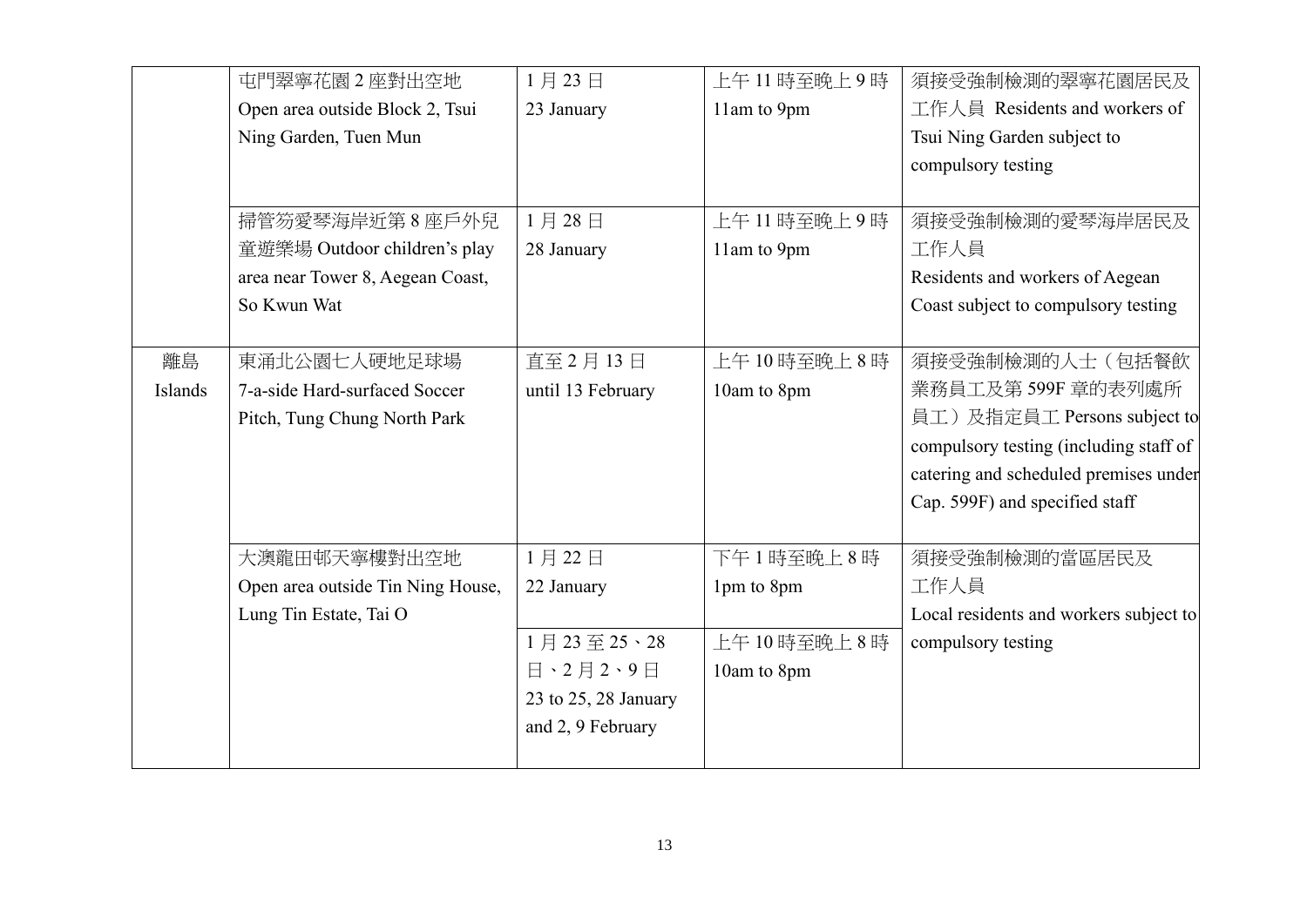| | | | | |
|---|---|---|---|---|
| | 屯門翠寧花園 2 座對出空地 Open area outside Block 2, Tsui Ning Garden, Tuen Mun | 1 月 23 日 23 January | 上午 11 時至晚上 9 時 11am to 9pm | 須接受強制檢測的翠寧花園居民及工作人員 Residents and workers of Tsui Ning Garden subject to compulsory testing |
| | 掃管笏愛琴海岸近第 8 座戶外兒童遊樂場 Outdoor children's play area near Tower 8, Aegean Coast, So Kwun Wat | 1 月 28 日 28 January | 上午 11 時至晚上 9 時 11am to 9pm | 須接受強制檢測的愛琴海岸居民及工作人員 Residents and workers of Aegean Coast subject to compulsory testing |
| 離島 Islands | 東涌北公園七人硬地足球場 7-a-side Hard-surfaced Soccer Pitch, Tung Chung North Park | 直至 2 月 13 日 until 13 February | 上午 10 時至晚上 8 時 10am to 8pm | 須接受強制檢測的人士（包括餐飲業務員工及第 599F 章的表列處所員工）及指定員工 Persons subject to compulsory testing (including staff of catering and scheduled premises under Cap. 599F) and specified staff |
| | 大澳龍田邨天寧樓對出空地 Open area outside Tin Ning House, Lung Tin Estate, Tai O | 1 月 22 日 22 January | 下午 1 時至晚上 8 時 1pm to 8pm | 須接受強制檢測的當區居民及工作人員 Local residents and workers subject to compulsory testing |
| | | 1 月 23 至 25、28 日、2 月 2、9 日 23 to 25, 28 January and 2, 9 February | 上午 10 時至晚上 8 時 10am to 8pm | |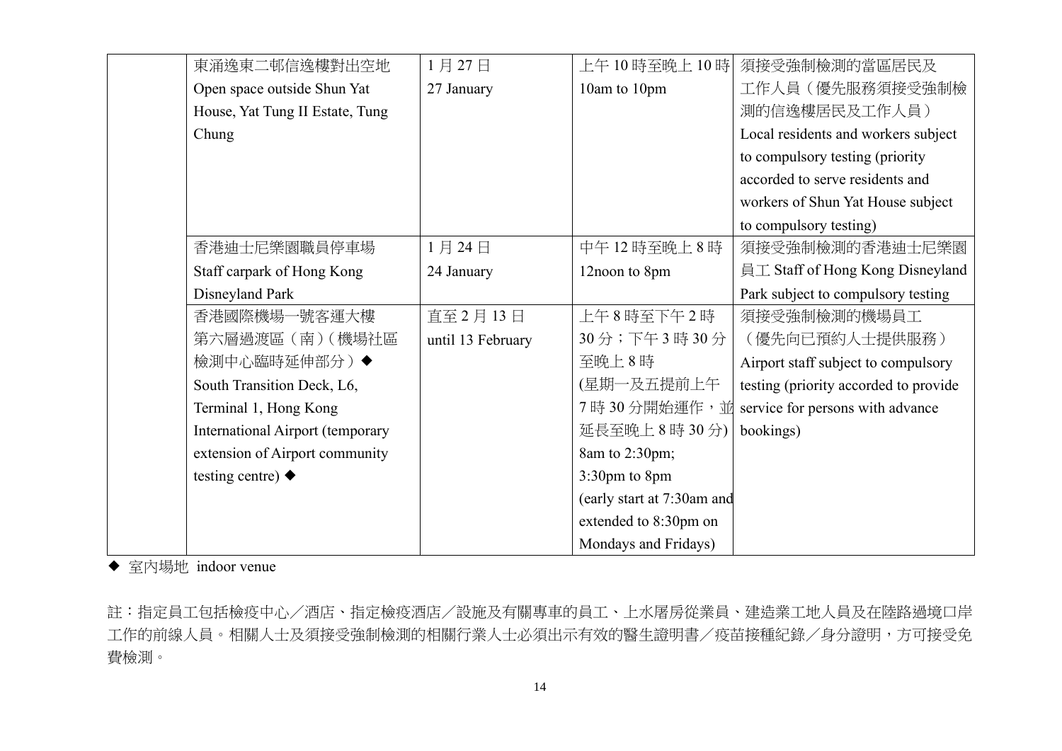| | | | | |
|---|---|---|---|---|
| | 東涌逸東二邨信逸樓對出空地 Open space outside Shun Yat House, Yat Tung II Estate, Tung Chung | 1 月 27 日 27 January | 上午 10 時至晚上 10 時 10am to 10pm | 須接受強制檢測的當區居民及工作人員（優先服務須接受強制檢測的信逸樓居民及工作人員） Local residents and workers subject to compulsory testing (priority accorded to serve residents and workers of Shun Yat House subject to compulsory testing) |
| | 香港迪士尼樂園職員停車場 Staff carpark of Hong Kong Disneyland Park | 1 月 24 日 24 January | 中午 12 時至晚上 8 時 12noon to 8pm | 須接受強制檢測的香港迪士尼樂園員工 Staff of Hong Kong Disneyland Park subject to compulsory testing |
| | 香港國際機場一號客運大樓第六層過渡區（南）（機場社區檢測中心臨時延伸部分）◆ South Transition Deck, L6, Terminal 1, Hong Kong International Airport (temporary extension of Airport community testing centre) ◆ | 直至 2 月 13 日 until 13 February | 上午 8 時至下午 2 時 30 分；下午 3 時 30 分至晚上 8 時 (星期一及五提前上午 7 時 30 分開始運作，並延長至晚上 8 時 30 分) 8am to 2:30pm; 3:30pm to 8pm (early start at 7:30am and extended to 8:30pm on Mondays and Fridays) | 須接受強制檢測的機場員工（優先向已預約人士提供服務） Airport staff subject to compulsory testing (priority accorded to provide service for persons with advance bookings) |

◆ 室內場地 indoor venue

註：指定員工包括檢疫中心／酒店、指定檢疫酒店／設施及有關專車的員工、上水屠房從業員、建造業工地人員及在陸路過境口岸工作的前線人員。相關人士及須接受強制檢測的相關行業人士必須出示有效的醫生證明書／疫苗接種紀錄／身分證明，方可接受免費檢測。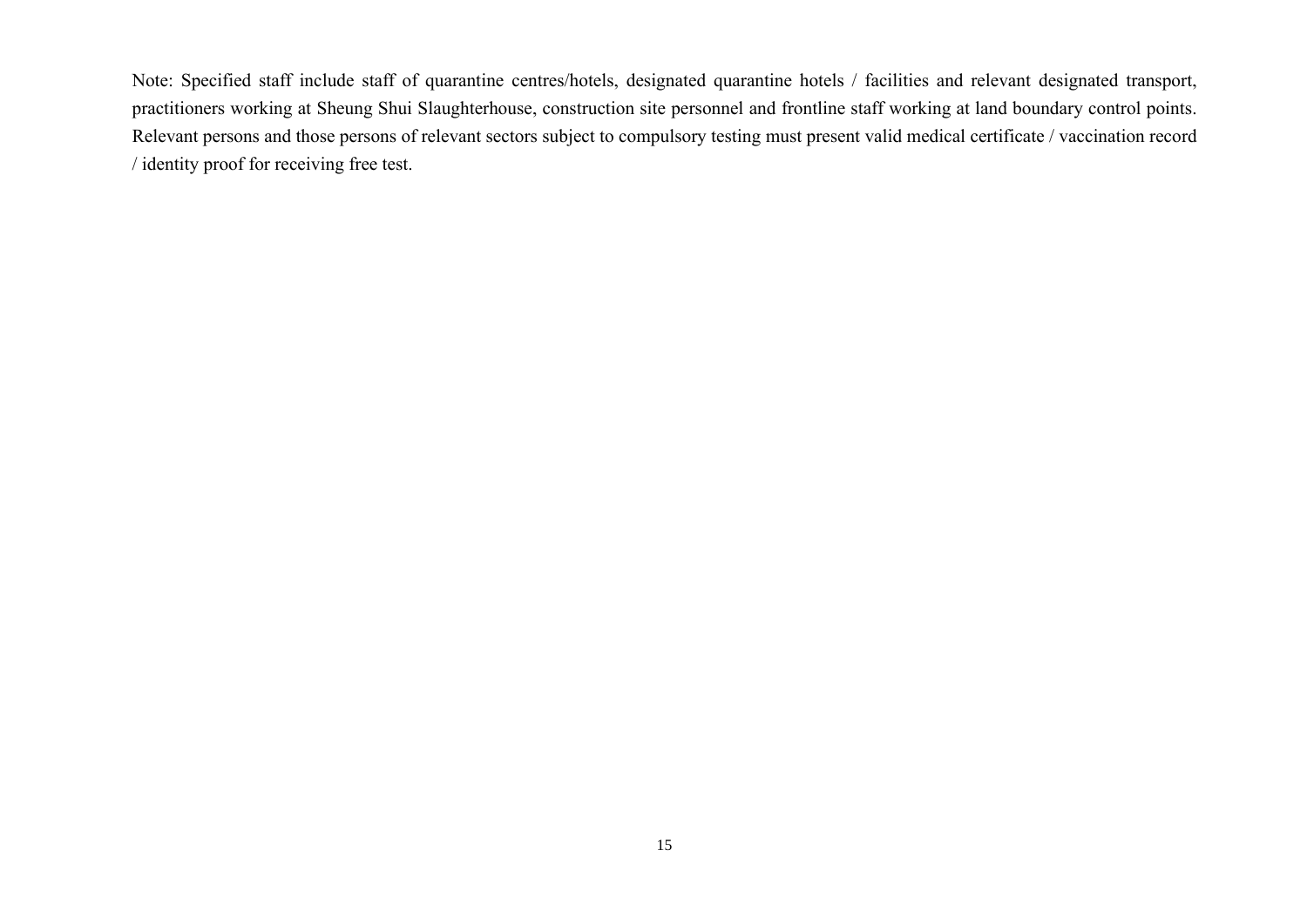Note: Specified staff include staff of quarantine centres/hotels, designated quarantine hotels / facilities and relevant designated transport, practitioners working at Sheung Shui Slaughterhouse, construction site personnel and frontline staff working at land boundary control points. Relevant persons and those persons of relevant sectors subject to compulsory testing must present valid medical certificate / vaccination record / identity proof for receiving free test.